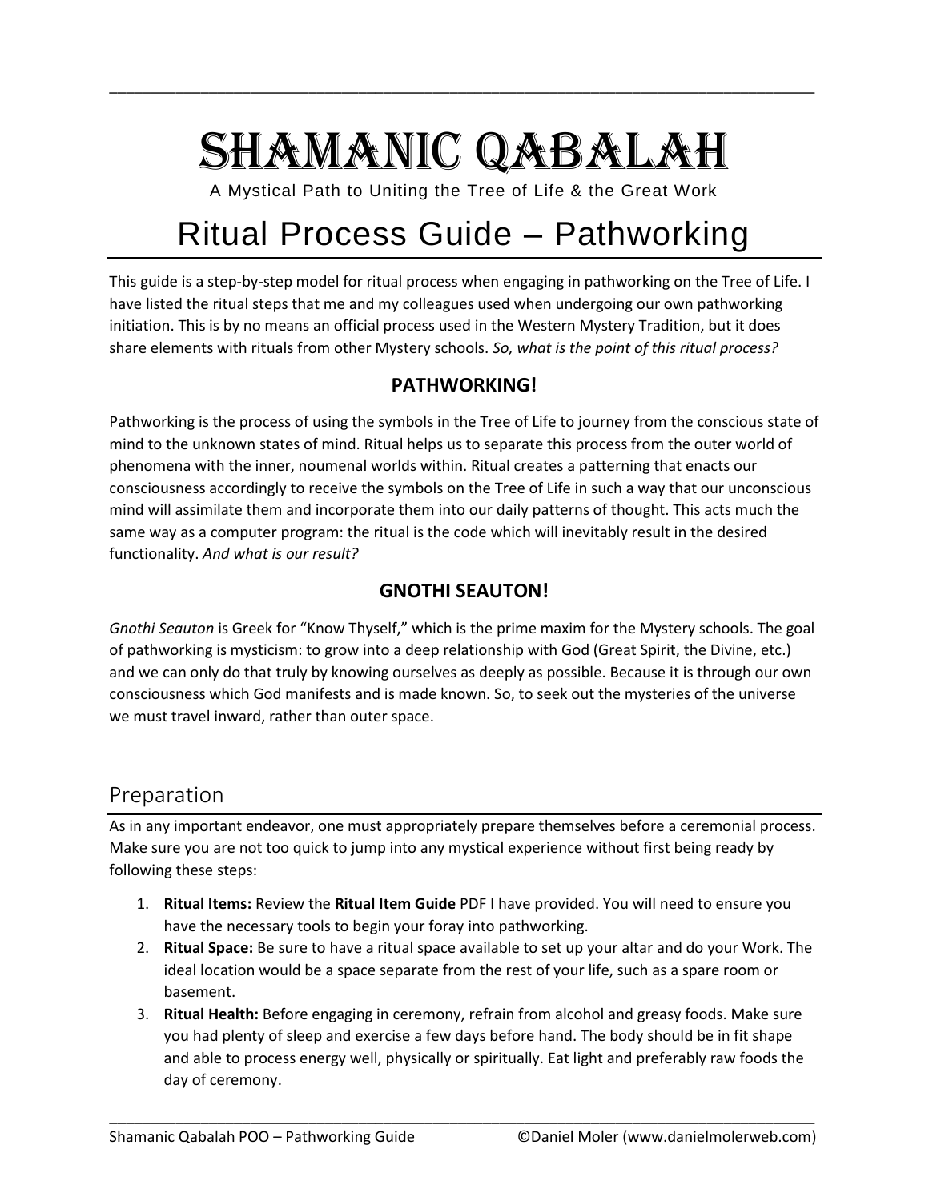# Shamanic Qabalah

A Mystical Path to Uniting the Tree of Life & the Great Work

# Ritual Process Guide – Pathworking

This guide is a step-by-step model for ritual process when engaging in pathworking on the Tree of Life. I have listed the ritual steps that me and my colleagues used when undergoing our own pathworking initiation. This is by no means an official process used in the Western Mystery Tradition, but it does share elements with rituals from other Mystery schools. *So, what is the point of this ritual process?*

### PATHWORKING!

Pathworking is the process of using the symbols in the Tree of Life to journey from the conscious state of mind to the unknown states of mind. Ritual helps us to separate this process from the outer world of phenomena with the inner, noumenal worlds within. Ritual creates a patterning that enacts our consciousness accordingly to receive the symbols on the Tree of Life in such a way that our unconscious mind will assimilate them and incorporate them into our daily patterns of thought. This acts much the same way as a computer program: the ritual is the code which will inevitably result in the desired functionality. *And what is our result?*

### GNOTHI SEAUTON!

*Gnothi Seauton* is Greek for "Know Thyself," which is the prime maxim for the Mystery schools. The goal of pathworking is mysticism: to grow into a deep relationship with God (Great Spirit, the Divine, etc.) and we can only do that truly by knowing ourselves as deeply as possible. Because it is through our own consciousness which God manifests and is made known. So, to seek out the mysteries of the universe we must travel inward, rather than outer space.

## Preparation

As in any important endeavor, one must appropriately prepare themselves before a ceremonial process. Make sure you are not too quick to jump into any mystical experience without first being ready by following these steps:

1. **Ritual Items:** Review the **Ritual Item Guide** PDF I have provided. You will need to ensure you have the necessary tools to begin your foray into pathworking.
2. **Ritual Space:** Be sure to have a ritual space available to set up your altar and do your Work. The ideal location would be a space separate from the rest of your life, such as a spare room or basement.
3. **Ritual Health:** Before engaging in ceremony, refrain from alcohol and greasy foods. Make sure you had plenty of sleep and exercise a few days before hand. The body should be in fit shape and able to process energy well, physically or spiritually. Eat light and preferably raw foods the day of ceremony.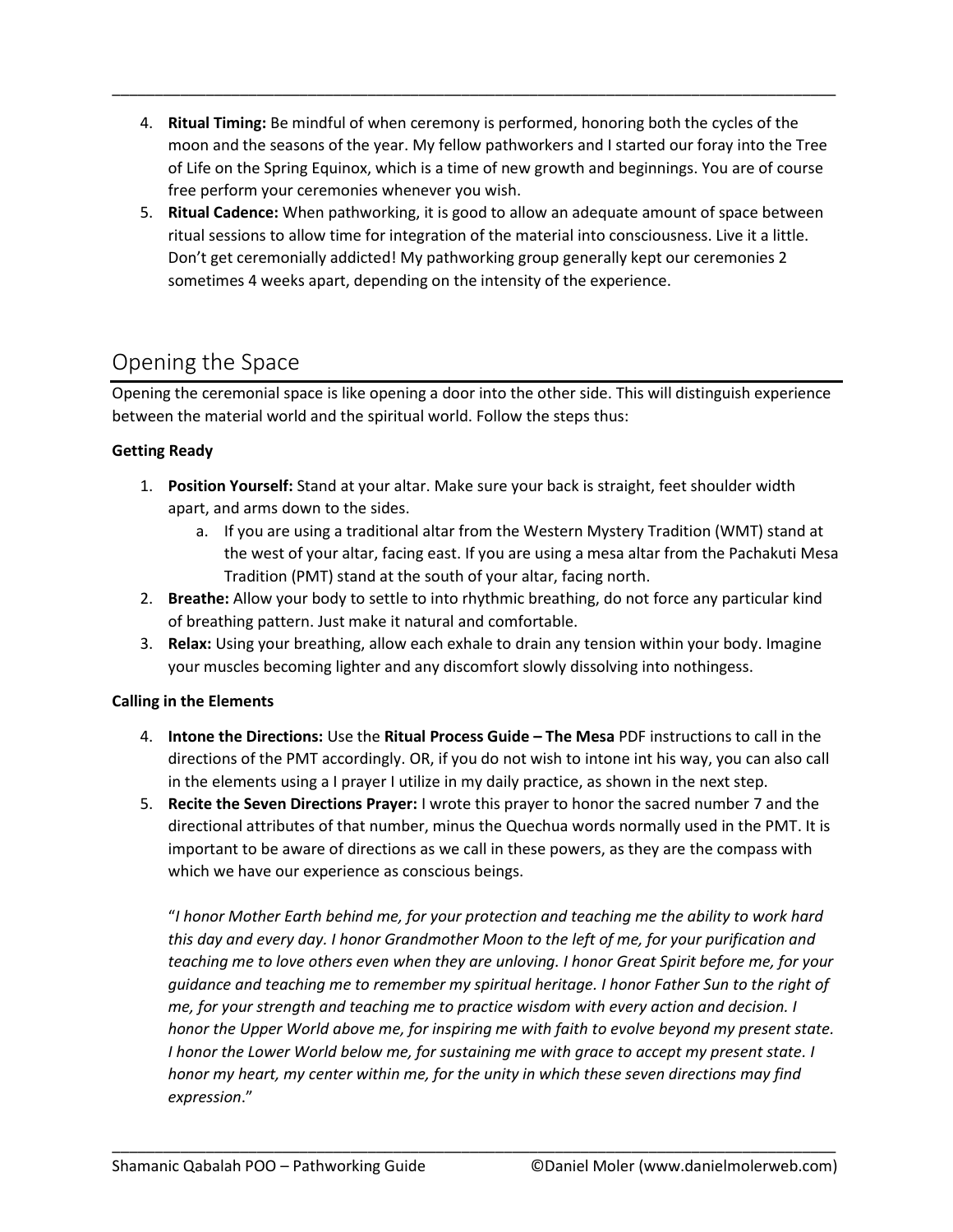4. **Ritual Timing:** Be mindful of when ceremony is performed, honoring both the cycles of the moon and the seasons of the year. My fellow pathworkers and I started our foray into the Tree of Life on the Spring Equinox, which is a time of new growth and beginnings. You are of course free perform your ceremonies whenever you wish.
5. **Ritual Cadence:** When pathworking, it is good to allow an adequate amount of space between ritual sessions to allow time for integration of the material into consciousness. Live it a little. Don't get ceremonially addicted! My pathworking group generally kept our ceremonies 2 sometimes 4 weeks apart, depending on the intensity of the experience.

## Opening the Space

Opening the ceremonial space is like opening a door into the other side. This will distinguish experience between the material world and the spiritual world. Follow the steps thus:

**Getting Ready**

1. **Position Yourself:** Stand at your altar. Make sure your back is straight, feet shoulder width apart, and arms down to the sides.
    a. If you are using a traditional altar from the Western Mystery Tradition (WMT) stand at the west of your altar, facing east. If you are using a mesa altar from the Pachakuti Mesa Tradition (PMT) stand at the south of your altar, facing north.
2. **Breathe:** Allow your body to settle to into rhythmic breathing, do not force any particular kind of breathing pattern. Just make it natural and comfortable.
3. **Relax:** Using your breathing, allow each exhale to drain any tension within your body. Imagine your muscles becoming lighter and any discomfort slowly dissolving into nothingess.

**Calling in the Elements**

4. **Intone the Directions:** Use the **Ritual Process Guide – The Mesa** PDF instructions to call in the directions of the PMT accordingly. OR, if you do not wish to intone int his way, you can also call in the elements using a I prayer I utilize in my daily practice, as shown in the next step.
5. **Recite the Seven Directions Prayer:** I wrote this prayer to honor the sacred number 7 and the directional attributes of that number, minus the Quechua words normally used in the PMT. It is important to be aware of directions as we call in these powers, as they are the compass with which we have our experience as conscious beings.

    "*I honor Mother Earth behind me, for your protection and teaching me the ability to work hard this day and every day. I honor Grandmother Moon to the left of me, for your purification and teaching me to love others even when they are unloving. I honor Great Spirit before me, for your guidance and teaching me to remember my spiritual heritage. I honor Father Sun to the right of me, for your strength and teaching me to practice wisdom with every action and decision. I honor the Upper World above me, for inspiring me with faith to evolve beyond my present state. I honor the Lower World below me, for sustaining me with grace to accept my present state. I honor my heart, my center within me, for the unity in which these seven directions may find expression*."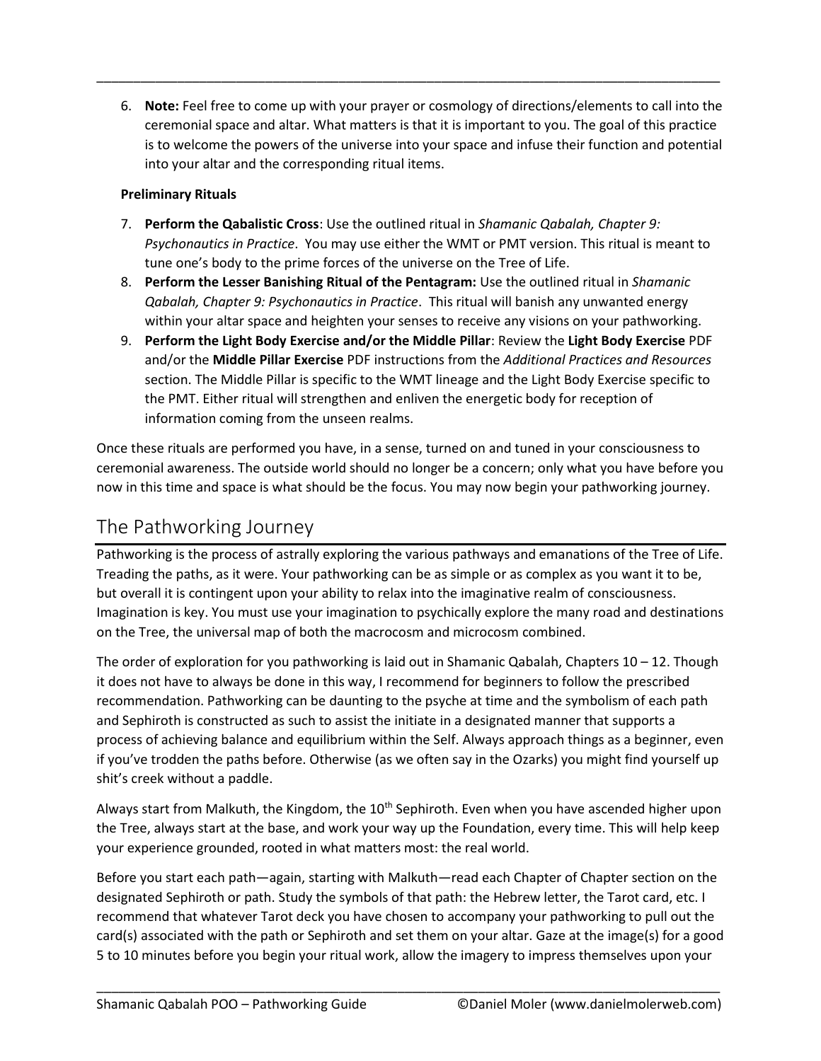6. **Note:** Feel free to come up with your prayer or cosmology of directions/elements to call into the ceremonial space and altar. What matters is that it is important to you. The goal of this practice is to welcome the powers of the universe into your space and infuse their function and potential into your altar and the corresponding ritual items.

**Preliminary Rituals**

7. **Perform the Qabalistic Cross**: Use the outlined ritual in *Shamanic Qabalah, Chapter 9: Psychonautics in Practice*. You may use either the WMT or PMT version. This ritual is meant to tune one's body to the prime forces of the universe on the Tree of Life.
8. **Perform the Lesser Banishing Ritual of the Pentagram:** Use the outlined ritual in *Shamanic Qabalah, Chapter 9: Psychonautics in Practice*. This ritual will banish any unwanted energy within your altar space and heighten your senses to receive any visions on your pathworking.
9. **Perform the Light Body Exercise and/or the Middle Pillar**: Review the **Light Body Exercise** PDF and/or the **Middle Pillar Exercise** PDF instructions from the *Additional Practices and Resources* section. The Middle Pillar is specific to the WMT lineage and the Light Body Exercise specific to the PMT. Either ritual will strengthen and enliven the energetic body for reception of information coming from the unseen realms.

Once these rituals are performed you have, in a sense, turned on and tuned in your consciousness to ceremonial awareness. The outside world should no longer be a concern; only what you have before you now in this time and space is what should be the focus. You may now begin your pathworking journey.

## The Pathworking Journey

Pathworking is the process of astrally exploring the various pathways and emanations of the Tree of Life. Treading the paths, as it were. Your pathworking can be as simple or as complex as you want it to be, but overall it is contingent upon your ability to relax into the imaginative realm of consciousness. Imagination is key. You must use your imagination to psychically explore the many road and destinations on the Tree, the universal map of both the macrocosm and microcosm combined.

The order of exploration for you pathworking is laid out in Shamanic Qabalah, Chapters 10 – 12. Though it does not have to always be done in this way, I recommend for beginners to follow the prescribed recommendation. Pathworking can be daunting to the psyche at time and the symbolism of each path and Sephiroth is constructed as such to assist the initiate in a designated manner that supports a process of achieving balance and equilibrium within the Self. Always approach things as a beginner, even if you've trodden the paths before. Otherwise (as we often say in the Ozarks) you might find yourself up shit's creek without a paddle.

Always start from Malkuth, the Kingdom, the 10th Sephiroth. Even when you have ascended higher upon the Tree, always start at the base, and work your way up the Foundation, every time. This will help keep your experience grounded, rooted in what matters most: the real world.

Before you start each path—again, starting with Malkuth—read each Chapter of Chapter section on the designated Sephiroth or path. Study the symbols of that path: the Hebrew letter, the Tarot card, etc. I recommend that whatever Tarot deck you have chosen to accompany your pathworking to pull out the card(s) associated with the path or Sephiroth and set them on your altar. Gaze at the image(s) for a good 5 to 10 minutes before you begin your ritual work, allow the imagery to impress themselves upon your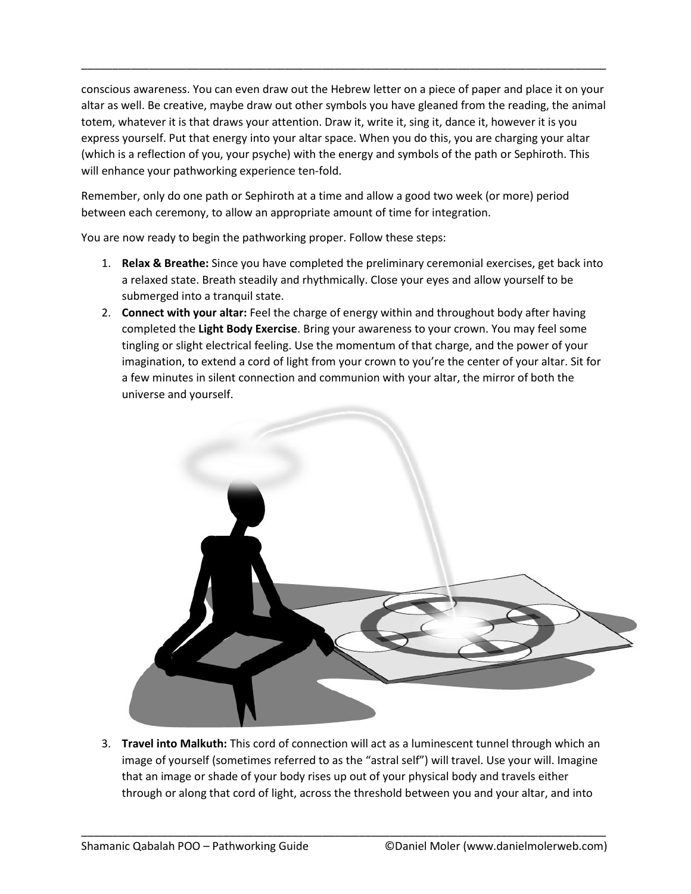conscious awareness. You can even draw out the Hebrew letter on a piece of paper and place it on your altar as well. Be creative, maybe draw out other symbols you have gleaned from the reading, the animal totem, whatever it is that draws your attention. Draw it, write it, sing it, dance it, however it is you express yourself. Put that energy into your altar space. When you do this, you are charging your altar (which is a reflection of you, your psyche) with the energy and symbols of the path or Sephiroth. This will enhance your pathworking experience ten-fold.

Remember, only do one path or Sephiroth at a time and allow a good two week (or more) period between each ceremony, to allow an appropriate amount of time for integration.

You are now ready to begin the pathworking proper. Follow these steps:

1. **Relax & Breathe:** Since you have completed the preliminary ceremonial exercises, get back into a relaxed state. Breath steadily and rhythmically. Close your eyes and allow yourself to be submerged into a tranquil state.
2. **Connect with your altar:** Feel the charge of energy within and throughout body after having completed the **Light Body Exercise**. Bring your awareness to your crown. You may feel some tingling or slight electrical feeling. Use the momentum of that charge, and the power of your imagination, to extend a cord of light from your crown to you're the center of your altar. Sit for a few minutes in silent connection and communion with your altar, the mirror of both the universe and yourself.
3. **Travel into Malkuth:** This cord of connection will act as a luminescent tunnel through which an image of yourself (sometimes referred to as the "astral self") will travel. Use your will. Imagine that an image or shade of your body rises up out of your physical body and travels either through or along that cord of light, across the threshold between you and your altar, and into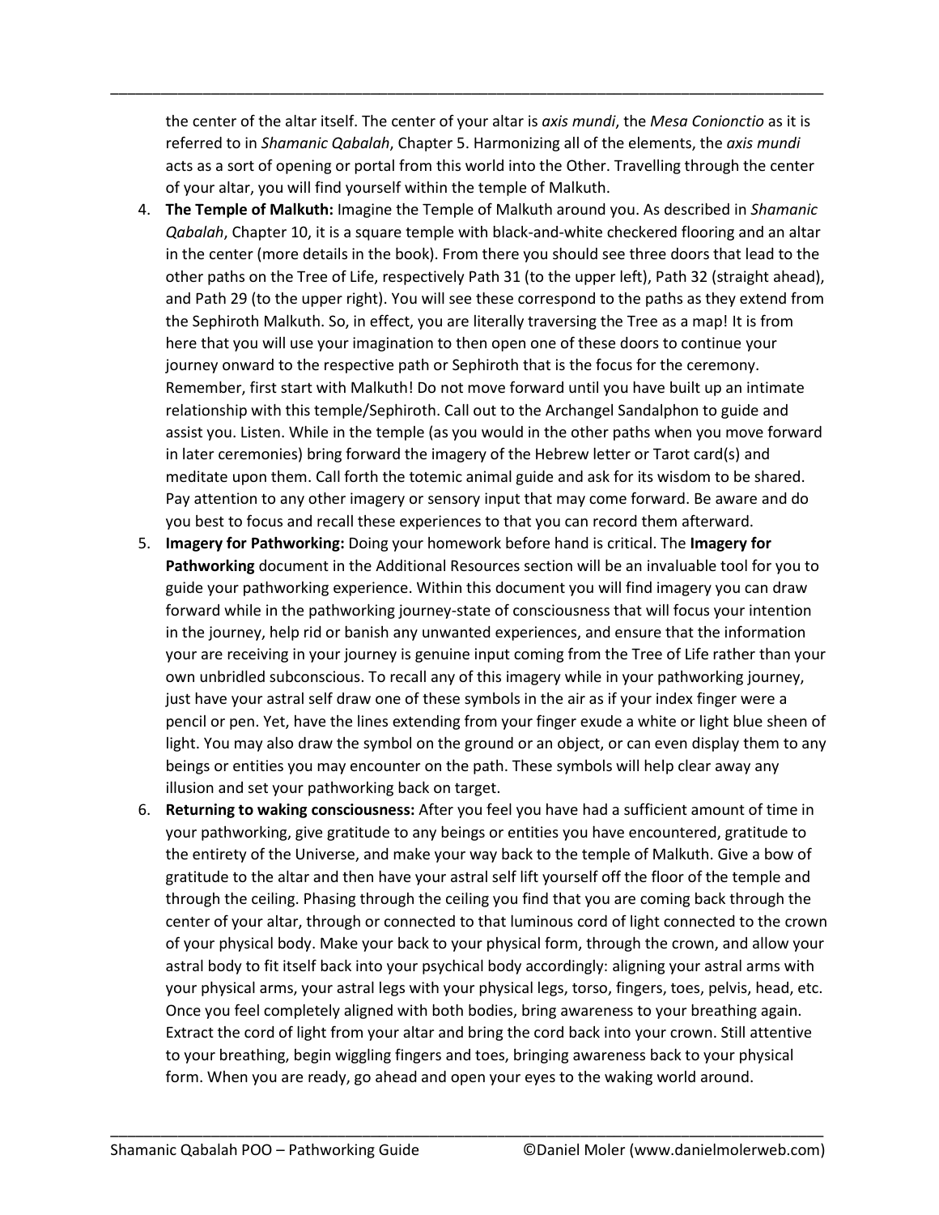the center of the altar itself. The center of your altar is *axis mundi*, the *Mesa Conionctio* as it is referred to in *Shamanic Qabalah*, Chapter 5. Harmonizing all of the elements, the *axis mundi* acts as a sort of opening or portal from this world into the Other. Travelling through the center of your altar, you will find yourself within the temple of Malkuth.

4. **The Temple of Malkuth:** Imagine the Temple of Malkuth around you. As described in *Shamanic Qabalah*, Chapter 10, it is a square temple with black-and-white checkered flooring and an altar in the center (more details in the book). From there you should see three doors that lead to the other paths on the Tree of Life, respectively Path 31 (to the upper left), Path 32 (straight ahead), and Path 29 (to the upper right). You will see these correspond to the paths as they extend from the Sephiroth Malkuth. So, in effect, you are literally traversing the Tree as a map! It is from here that you will use your imagination to then open one of these doors to continue your journey onward to the respective path or Sephiroth that is the focus for the ceremony. Remember, first start with Malkuth! Do not move forward until you have built up an intimate relationship with this temple/Sephiroth. Call out to the Archangel Sandalphon to guide and assist you. Listen. While in the temple (as you would in the other paths when you move forward in later ceremonies) bring forward the imagery of the Hebrew letter or Tarot card(s) and meditate upon them. Call forth the totemic animal guide and ask for its wisdom to be shared. Pay attention to any other imagery or sensory input that may come forward. Be aware and do you best to focus and recall these experiences to that you can record them afterward.
5. **Imagery for Pathworking:** Doing your homework before hand is critical. The **Imagery for Pathworking** document in the Additional Resources section will be an invaluable tool for you to guide your pathworking experience. Within this document you will find imagery you can draw forward while in the pathworking journey-state of consciousness that will focus your intention in the journey, help rid or banish any unwanted experiences, and ensure that the information your are receiving in your journey is genuine input coming from the Tree of Life rather than your own unbridled subconscious. To recall any of this imagery while in your pathworking journey, just have your astral self draw one of these symbols in the air as if your index finger were a pencil or pen. Yet, have the lines extending from your finger exude a white or light blue sheen of light. You may also draw the symbol on the ground or an object, or can even display them to any beings or entities you may encounter on the path. These symbols will help clear away any illusion and set your pathworking back on target.
6. **Returning to waking consciousness:** After you feel you have had a sufficient amount of time in your pathworking, give gratitude to any beings or entities you have encountered, gratitude to the entirety of the Universe, and make your way back to the temple of Malkuth. Give a bow of gratitude to the altar and then have your astral self lift yourself off the floor of the temple and through the ceiling. Phasing through the ceiling you find that you are coming back through the center of your altar, through or connected to that luminous cord of light connected to the crown of your physical body. Make your back to your physical form, through the crown, and allow your astral body to fit itself back into your psychical body accordingly: aligning your astral arms with your physical arms, your astral legs with your physical legs, torso, fingers, toes, pelvis, head, etc. Once you feel completely aligned with both bodies, bring awareness to your breathing again. Extract the cord of light from your altar and bring the cord back into your crown. Still attentive to your breathing, begin wiggling fingers and toes, bringing awareness back to your physical form. When you are ready, go ahead and open your eyes to the waking world around.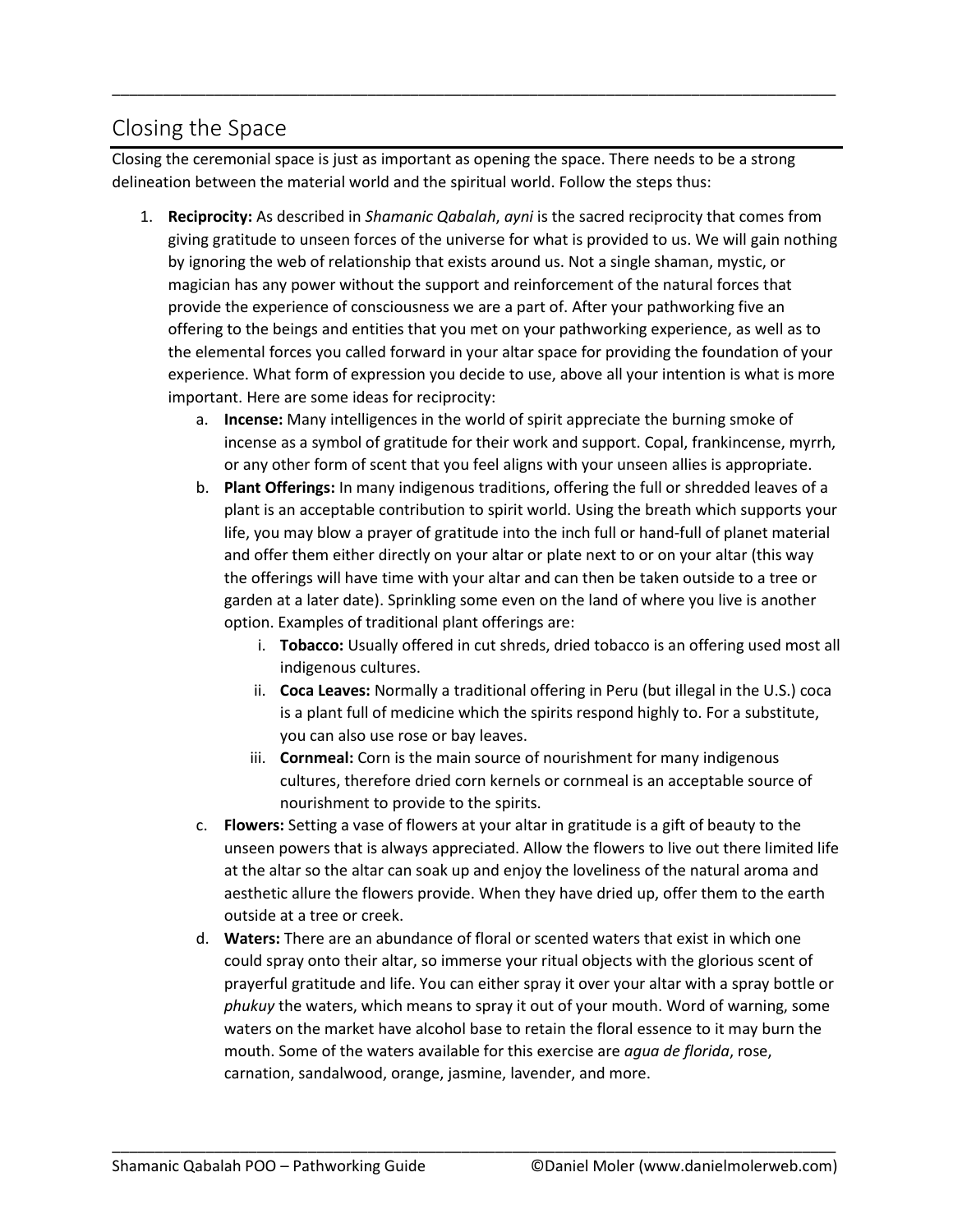## Closing the Space

Closing the ceremonial space is just as important as opening the space. There needs to be a strong delineation between the material world and the spiritual world. Follow the steps thus:

1. **Reciprocity:** As described in *Shamanic Qabalah*, *ayni* is the sacred reciprocity that comes from giving gratitude to unseen forces of the universe for what is provided to us. We will gain nothing by ignoring the web of relationship that exists around us. Not a single shaman, mystic, or magician has any power without the support and reinforcement of the natural forces that provide the experience of consciousness we are a part of. After your pathworking five an offering to the beings and entities that you met on your pathworking experience, as well as to the elemental forces you called forward in your altar space for providing the foundation of your experience. What form of expression you decide to use, above all your intention is what is more important. Here are some ideas for reciprocity:
    a. **Incense:** Many intelligences in the world of spirit appreciate the burning smoke of incense as a symbol of gratitude for their work and support. Copal, frankincense, myrrh, or any other form of scent that you feel aligns with your unseen allies is appropriate.
    b. **Plant Offerings:** In many indigenous traditions, offering the full or shredded leaves of a plant is an acceptable contribution to spirit world. Using the breath which supports your life, you may blow a prayer of gratitude into the inch full or hand-full of planet material and offer them either directly on your altar or plate next to or on your altar (this way the offerings will have time with your altar and can then be taken outside to a tree or garden at a later date). Sprinkling some even on the land of where you live is another option. Examples of traditional plant offerings are:
        i. **Tobacco:** Usually offered in cut shreds, dried tobacco is an offering used most all indigenous cultures.
        ii. **Coca Leaves:** Normally a traditional offering in Peru (but illegal in the U.S.) coca is a plant full of medicine which the spirits respond highly to. For a substitute, you can also use rose or bay leaves.
        iii. **Cornmeal:** Corn is the main source of nourishment for many indigenous cultures, therefore dried corn kernels or cornmeal is an acceptable source of nourishment to provide to the spirits.
    c. **Flowers:** Setting a vase of flowers at your altar in gratitude is a gift of beauty to the unseen powers that is always appreciated. Allow the flowers to live out there limited life at the altar so the altar can soak up and enjoy the loveliness of the natural aroma and aesthetic allure the flowers provide. When they have dried up, offer them to the earth outside at a tree or creek.
    d. **Waters:** There are an abundance of floral or scented waters that exist in which one could spray onto their altar, so immerse your ritual objects with the glorious scent of prayerful gratitude and life. You can either spray it over your altar with a spray bottle or *phukuy* the waters, which means to spray it out of your mouth. Word of warning, some waters on the market have alcohol base to retain the floral essence to it may burn the mouth. Some of the waters available for this exercise are *agua de florida*, rose, carnation, sandalwood, orange, jasmine, lavender, and more.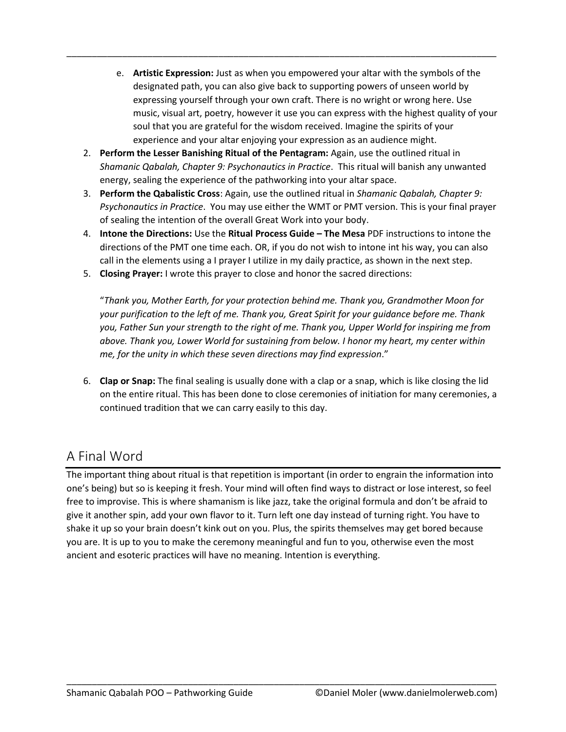e. **Artistic Expression:** Just as when you empowered your altar with the symbols of the designated path, you can also give back to supporting powers of unseen world by expressing yourself through your own craft. There is no wright or wrong here. Use music, visual art, poetry, however it use you can express with the highest quality of your soul that you are grateful for the wisdom received. Imagine the spirits of your experience and your altar enjoying your expression as an audience might.

2. **Perform the Lesser Banishing Ritual of the Pentagram:** Again, use the outlined ritual in *Shamanic Qabalah, Chapter 9: Psychonautics in Practice*. This ritual will banish any unwanted energy, sealing the experience of the pathworking into your altar space.
3. **Perform the Qabalistic Cross**: Again, use the outlined ritual in *Shamanic Qabalah, Chapter 9: Psychonautics in Practice*. You may use either the WMT or PMT version. This is your final prayer of sealing the intention of the overall Great Work into your body.
4. **Intone the Directions:** Use the **Ritual Process Guide – The Mesa** PDF instructions to intone the directions of the PMT one time each. OR, if you do not wish to intone int his way, you can also call in the elements using a I prayer I utilize in my daily practice, as shown in the next step.
5. **Closing Prayer:** I wrote this prayer to close and honor the sacred directions:

   "*Thank you, Mother Earth, for your protection behind me. Thank you, Grandmother Moon for your purification to the left of me. Thank you, Great Spirit for your guidance before me. Thank you, Father Sun your strength to the right of me. Thank you, Upper World for inspiring me from above. Thank you, Lower World for sustaining from below. I honor my heart, my center within me, for the unity in which these seven directions may find expression*."

6. **Clap or Snap:** The final sealing is usually done with a clap or a snap, which is like closing the lid on the entire ritual. This has been done to close ceremonies of initiation for many ceremonies, a continued tradition that we can carry easily to this day.

## A Final Word

The important thing about ritual is that repetition is important (in order to engrain the information into one's being) but so is keeping it fresh. Your mind will often find ways to distract or lose interest, so feel free to improvise. This is where shamanism is like jazz, take the original formula and don't be afraid to give it another spin, add your own flavor to it. Turn left one day instead of turning right. You have to shake it up so your brain doesn't kink out on you. Plus, the spirits themselves may get bored because you are. It is up to you to make the ceremony meaningful and fun to you, otherwise even the most ancient and esoteric practices will have no meaning. Intention is everything.